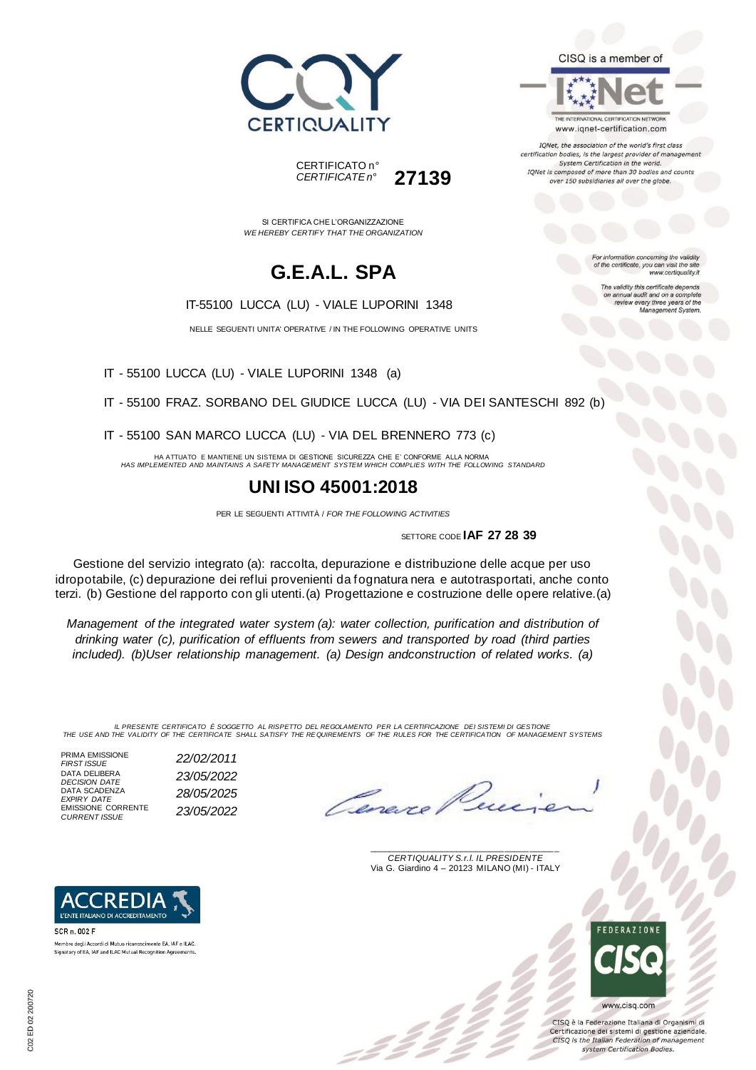CERTIQUALITY

CISQ is a member of

IQNet — THE INTERNATIONAL CERTIFICATION NETWORK
www.iqnet-certification.com

*IQNet, the association of the world's first class certification bodies, is the largest provider of management System Certification in the world. IQNet is composed of more than 30 bodies and counts over 150 subsidiaries all over the globe.*

CERTIFICATO n°
*CERTIFICATE n°* **27139**

SI CERTIFICA CHE L'ORGANIZZAZIONE
*WE HEREBY CERTIFY THAT THE ORGANIZATION*

# G.E.A.L. SPA

IT-55100 LUCCA (LU) - VIALE LUPORINI 1348

NELLE SEGUENTI UNITA' OPERATIVE / IN THE FOLLOWING OPERATIVE UNITS

IT - 55100 LUCCA (LU) - VIALE LUPORINI 1348 (a)

IT - 55100 FRAZ. SORBANO DEL GIUDICE LUCCA (LU) - VIA DEI SANTESCHI 892 (b)

IT - 55100 SAN MARCO LUCCA (LU) - VIA DEL BRENNERO 773 (c)

*For information concerning the validity of the certificate, you can visit the site www.certiquality.it*

*The validity this certificate depends on annual audit and on a complete review every three years of the Management System.*

HA ATTUATO E MANTIENE UN SISTEMA DI GESTIONE SICUREZZA CHE E' CONFORME ALLA NORMA
*HAS IMPLEMENTED AND MAINTAINS A SAFETY MANAGEMENT SYSTEM WHICH COMPLIES WITH THE FOLLOWING STANDARD*

## UNI ISO 45001:2018

PER LE SEGUENTI ATTIVITÀ / *FOR THE FOLLOWING ACTIVITIES*

SETTORE CODE **IAF 27 28 39**

Gestione del servizio integrato (a): raccolta, depurazione e distribuzione delle acque per uso idropotabile, (c) depurazione dei reflui provenienti da fognatura nera e autotrasportati, anche conto terzi. (b) Gestione del rapporto con gli utenti.(a) Progettazione e costruzione delle opere relative.(a)

*Management of the integrated water system (a): water collection, purification and distribution of drinking water (c), purification of effluents from sewers and transported by road (third parties included). (b)User relationship management. (a) Design andconstruction of related works. (a)*

*IL PRESENTE CERTIFICATO È SOGGETTO AL RISPETTO DEL REGOLAMENTO PER LA CERTIFICAZIONE DEI SISTEMI DI GESTIONE*
*THE USE AND THE VALIDITY OF THE CERTIFICATE SHALL SATISFY THE REQUIREMENTS OF THE RULES FOR THE CERTIFICATION OF MANAGEMENT SYSTEMS*

| | |
|---|---|
| PRIMA EMISSIONE *FIRST ISSUE* | *22/02/2011* |
| DATA DELIBERA *DECISION DATE* | *23/05/2022* |
| DATA SCADENZA *EXPIRY DATE* | *28/05/2025* |
| EMISSIONE CORRENTE *CURRENT ISSUE* | *23/05/2022* |

*CERTIQUALITY S.r.l. IL PRESIDENTE*
Via G. Giardino 4 – 20123 MILANO (MI) - ITALY

ACCREDIA — L'ENTE ITALIANO DI ACCREDITAMENTO
SCR n. 002 F
Membro degli Accordi di Mutuo riconoscimento EA, IAF e ILAC.
Signatory of EA, IAF and ILAC Mutual Recognition Agreements.

FEDERAZIONE CISQ
www.cisq.com

CISQ è la Federazione Italiana di Organismi di Certificazione dei sistemi di gestione aziendale.
*CISQ is the Italian Federation of management system Certification Bodies.*

C02 ED 02 200720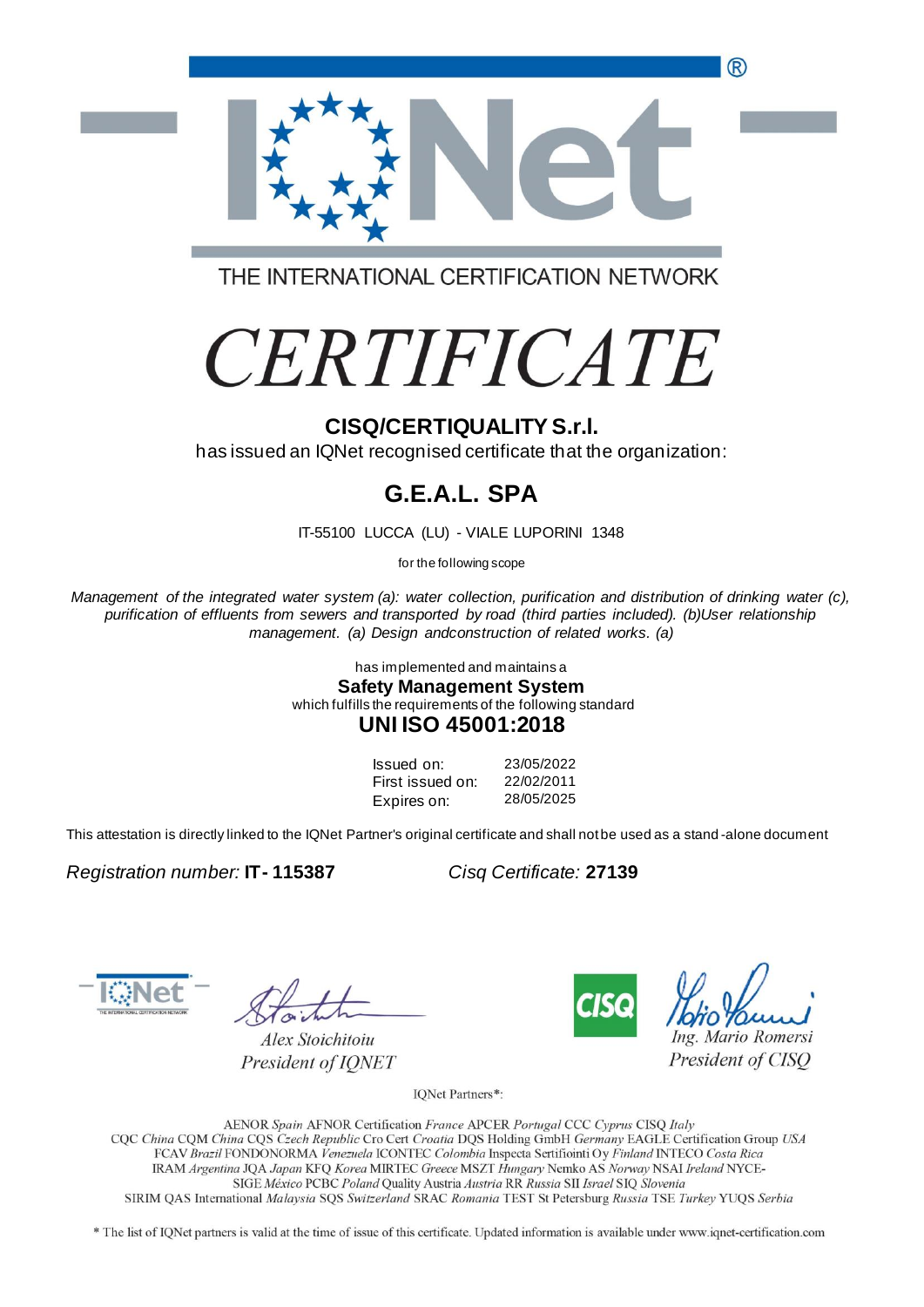THE INTERNATIONAL CERTIFICATION NETWORK

# CERTIFICATE

## CISQ/CERTIQUALITY S.r.l.

has issued an IQNet recognised certificate that the organization:

## G.E.A.L. SPA

IT-55100 LUCCA (LU) - VIALE LUPORINI 1348

for the following scope

*Management of the integrated water system (a): water collection, purification and distribution of drinking water (c), purification of effluents from sewers and transported by road (third parties included). (b)User relationship management. (a) Design andconstruction of related works. (a)*

has implemented and maintains a

**Safety Management System**

which fulfills the requirements of the following standard

**UNI ISO 45001:2018**

| | |
|---|---|
| Issued on: | 23/05/2022 |
| First issued on: | 22/02/2011 |
| Expires on: | 28/05/2025 |

This attestation is directly linked to the IQNet Partner's original certificate and shall not be used as a stand-alone document

*Registration number:* **IT - 115387** *Cisq Certificate:* **27139**

*Alex Stoichitoiu*
*President of IQNET*

*Ing. Mario Romersi*
*President of CISQ*

IQNet Partners*:

AENOR *Spain* AFNOR Certification *France* APCER *Portugal* CCC *Cyprus* CISQ *Italy*
CQC *China* CQM *China* CQS *Czech Republic* Cro Cert *Croatia* DQS Holding GmbH *Germany* EAGLE Certification Group *USA*
FCAV *Brazil* FONDONORMA *Venezuela* ICONTEC *Colombia* Inspecta Sertifiointi Oy *Finland* INTECO *Costa Rica*
IRAM *Argentina* JQA *Japan* KFQ *Korea* MIRTEC *Greece* MSZT *Hungary* Nemko AS *Norway* NSAI *Ireland* NYCE-SIGE *México* PCBC *Poland* Quality Austria *Austria* RR *Russia* SII *Israel* SIQ *Slovenia*
SIRIM QAS International *Malaysia* SQS *Switzerland* SRAC *Romania* TEST St Petersburg *Russia* TSE *Turkey* YUQS *Serbia*

\* The list of IQNet partners is valid at the time of issue of this certificate. Updated information is available under www.iqnet-certification.com